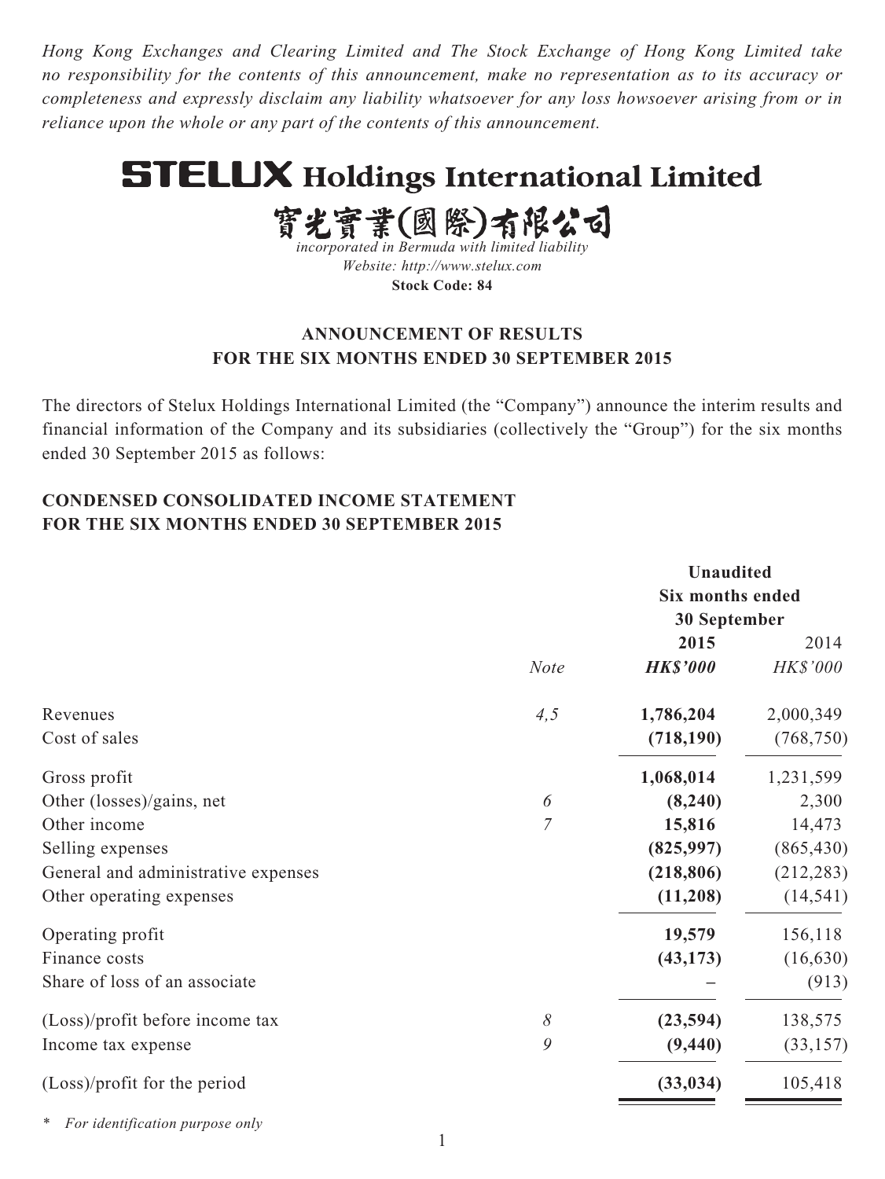*Hong Kong Exchanges and Clearing Limited and The Stock Exchange of Hong Kong Limited take no responsibility for the contents of this announcement, make no representation as to its accuracy or completeness and expressly disclaim any liability whatsoever for any loss howsoever arising from or in reliance upon the whole or any part of the contents of this announcement.*

# STELUX Holdings International Limited

# 寶光實業(國際)有限公司*

*incorporated in Bermuda with limited liability*

*Website: http://www.stelux.com*

**Stock Code: 84**

## ANNOUNCEMENT OF RESULTS FOR THE SIX MONTHS ENDED 30 SEPTEMBER 2015

The directors of Stelux Holdings International Limited (the "Company") announce the interim results and financial information of the Company and its subsidiaries (collectively the "Group") for the six months ended 30 September 2015 as follows:

## CONDENSED CONSOLIDATED INCOME STATEMENT FOR THE SIX MONTHS ENDED 30 SEPTEMBER 2015

| | | Unaudited Six months ended 30 September | |
|---|---|---|---|
| | | **2015** | 2014 |
| | *Note* | ***HK$'000*** | *HK$'000* |
| Revenues | *4,5* | **1,786,204** | 2,000,349 |
| Cost of sales | | **(718,190)** | (768,750) |
| Gross profit | | **1,068,014** | 1,231,599 |
| Other (losses)/gains, net | *6* | **(8,240)** | 2,300 |
| Other income | *7* | **15,816** | 14,473 |
| Selling expenses | | **(825,997)** | (865,430) |
| General and administrative expenses | | **(218,806)** | (212,283) |
| Other operating expenses | | **(11,208)** | (14,541) |
| Operating profit | | **19,579** | 156,118 |
| Finance costs | | **(43,173)** | (16,630) |
| Share of loss of an associate | | **–** | (913) |
| (Loss)/profit before income tax | *8* | **(23,594)** | 138,575 |
| Income tax expense | *9* | **(9,440)** | (33,157) |
| (Loss)/profit for the period | | **(33,034)** | 105,418 |

\* *For identification purpose only*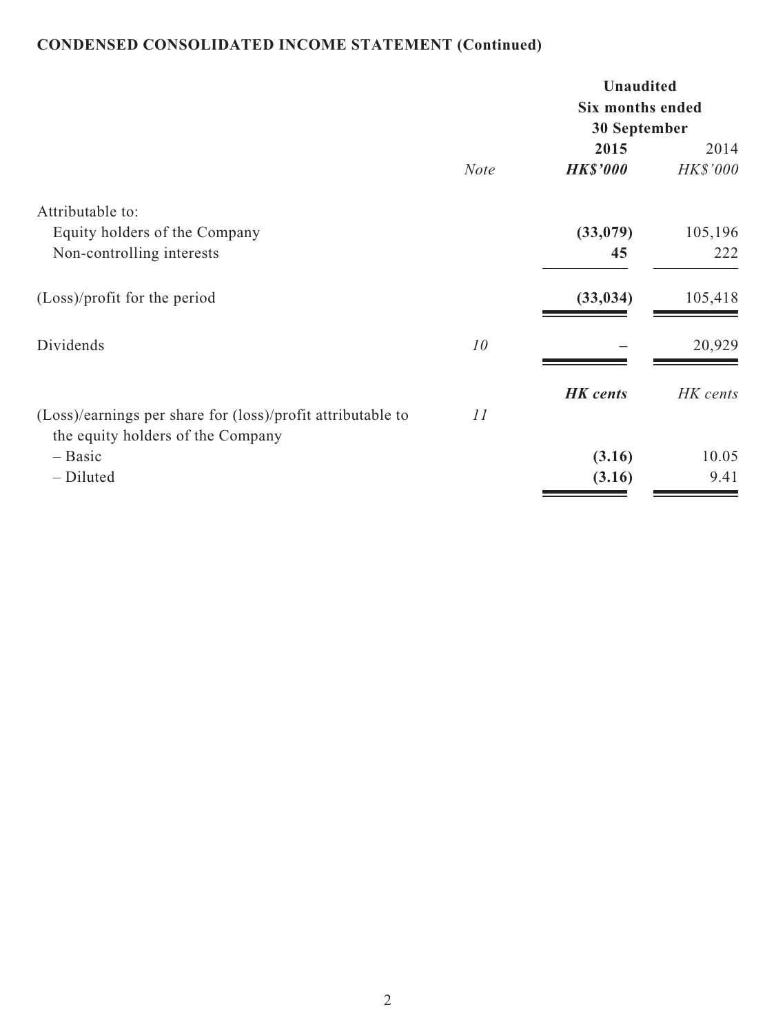**CONDENSED CONSOLIDATED INCOME STATEMENT (Continued)**

| | | Unaudited | |
|---|---|---|---|
| | | Six months ended | |
| | | 30 September | |
| | | **2015** | 2014 |
| | *Note* | ***HK$'000*** | *HK$'000* |
| Attributable to: | | | |
| Equity holders of the Company | | **(33,079)** | 105,196 |
| Non-controlling interests | | **45** | 222 |
| (Loss)/profit for the period | | **(33,034)** | 105,418 |
| Dividends | *10* | **–** | 20,929 |
| | | ***HK cents*** | *HK cents* |
| (Loss)/earnings per share for (loss)/profit attributable to the equity holders of the Company | *11* | | |
| – Basic | | **(3.16)** | 10.05 |
| – Diluted | | **(3.16)** | 9.41 |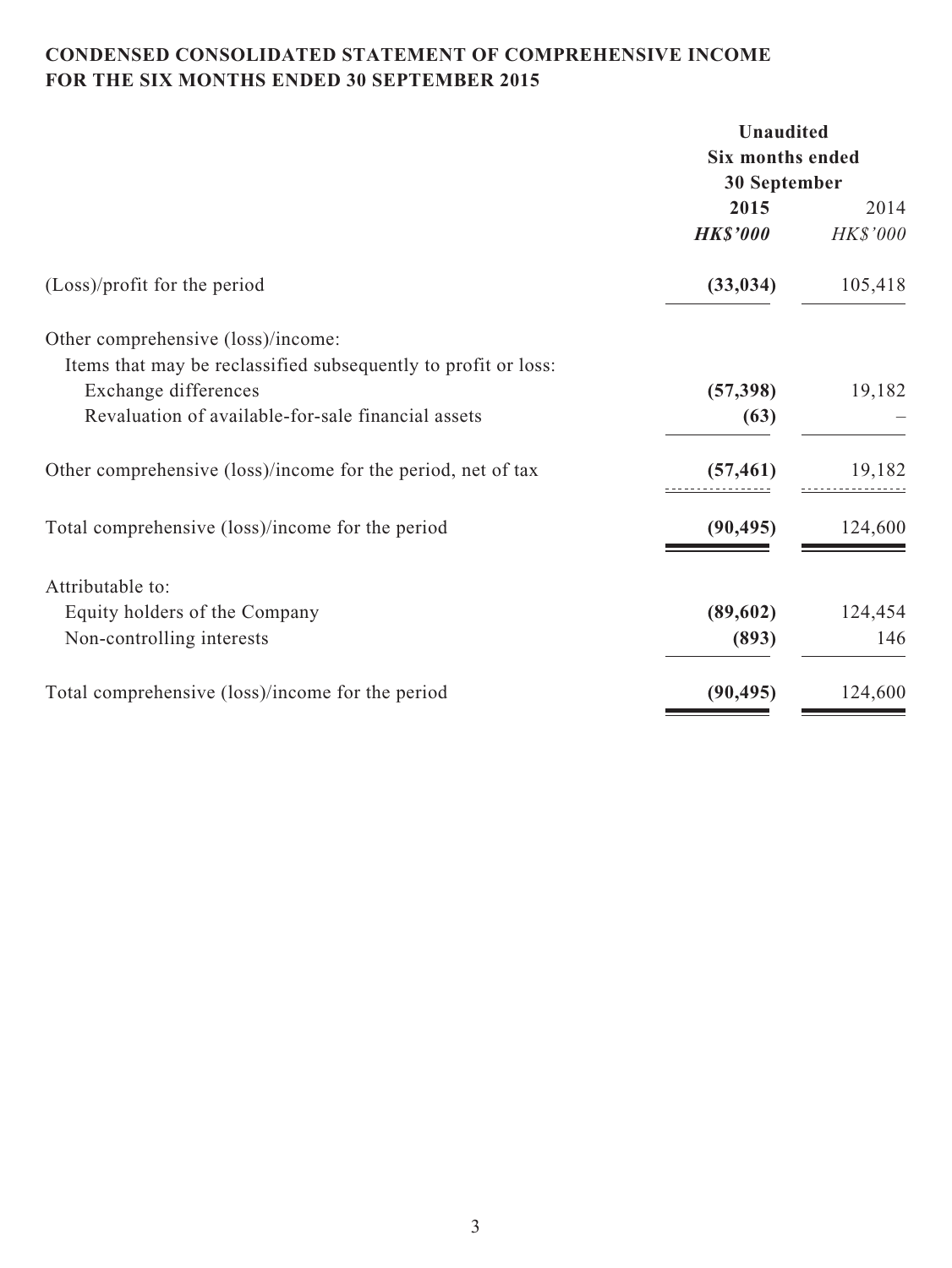**CONDENSED CONSOLIDATED STATEMENT OF COMPREHENSIVE INCOME**
**FOR THE SIX MONTHS ENDED 30 SEPTEMBER 2015**

| | Unaudited Six months ended 30 September | |
|---|---|---|
| | **2015** | 2014 |
| | ***HK$'000*** | *HK$'000* |
| (Loss)/profit for the period | **(33,034)** | 105,418 |
| Other comprehensive (loss)/income: | | |
| Items that may be reclassified subsequently to profit or loss: | | |
| Exchange differences | **(57,398)** | 19,182 |
| Revaluation of available-for-sale financial assets | **(63)** | – |
| Other comprehensive (loss)/income for the period, net of tax | **(57,461)** | 19,182 |
| Total comprehensive (loss)/income for the period | **(90,495)** | 124,600 |
| Attributable to: | | |
| Equity holders of the Company | **(89,602)** | 124,454 |
| Non-controlling interests | **(893)** | 146 |
| Total comprehensive (loss)/income for the period | **(90,495)** | 124,600 |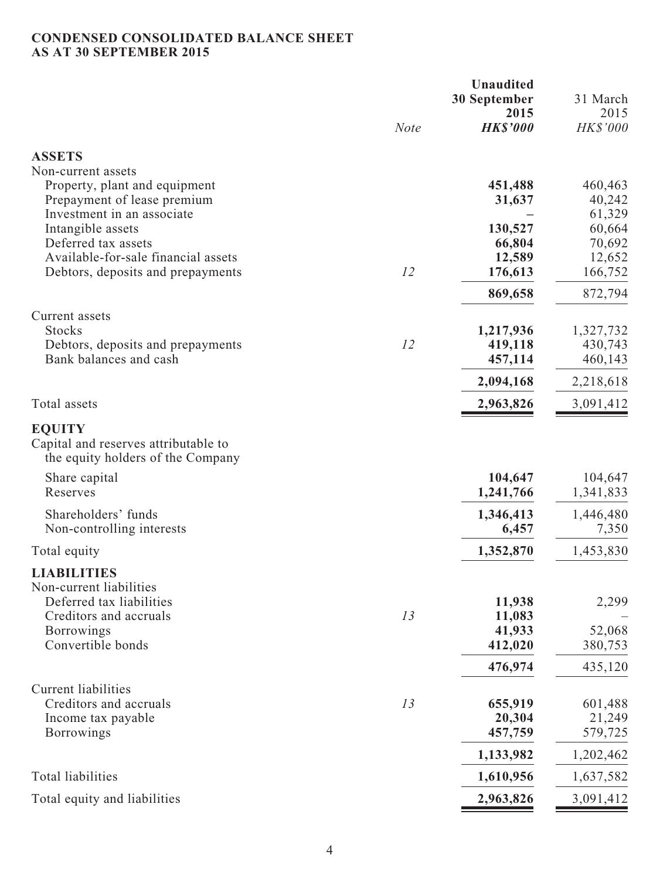**CONDENSED CONSOLIDATED BALANCE SHEET**
**AS AT 30 SEPTEMBER 2015**

| | *Note* | **Unaudited 30 September 2015** ***HK$'000*** | 31 March 2015 *HK$'000* |
|---|---|---|---|
| **ASSETS** | | | |
| Non-current assets | | | |
| Property, plant and equipment | | **451,488** | 460,463 |
| Prepayment of lease premium | | **31,637** | 40,242 |
| Investment in an associate | | **–** | 61,329 |
| Intangible assets | | **130,527** | 60,664 |
| Deferred tax assets | | **66,804** | 70,692 |
| Available-for-sale financial assets | | **12,589** | 12,652 |
| Debtors, deposits and prepayments | *12* | **176,613** | 166,752 |
| | | **869,658** | 872,794 |
| Current assets | | | |
| Stocks | | **1,217,936** | 1,327,732 |
| Debtors, deposits and prepayments | *12* | **419,118** | 430,743 |
| Bank balances and cash | | **457,114** | 460,143 |
| | | **2,094,168** | 2,218,618 |
| Total assets | | **2,963,826** | 3,091,412 |
| **EQUITY** | | | |
| Capital and reserves attributable to the equity holders of the Company | | | |
| Share capital | | **104,647** | 104,647 |
| Reserves | | **1,241,766** | 1,341,833 |
| Shareholders' funds | | **1,346,413** | 1,446,480 |
| Non-controlling interests | | **6,457** | 7,350 |
| Total equity | | **1,352,870** | 1,453,830 |
| **LIABILITIES** | | | |
| Non-current liabilities | | | |
| Deferred tax liabilities | | **11,938** | 2,299 |
| Creditors and accruals | *13* | **11,083** | – |
| Borrowings | | **41,933** | 52,068 |
| Convertible bonds | | **412,020** | 380,753 |
| | | **476,974** | 435,120 |
| Current liabilities | | | |
| Creditors and accruals | *13* | **655,919** | 601,488 |
| Income tax payable | | **20,304** | 21,249 |
| Borrowings | | **457,759** | 579,725 |
| | | **1,133,982** | 1,202,462 |
| Total liabilities | | **1,610,956** | 1,637,582 |
| Total equity and liabilities | | **2,963,826** | 3,091,412 |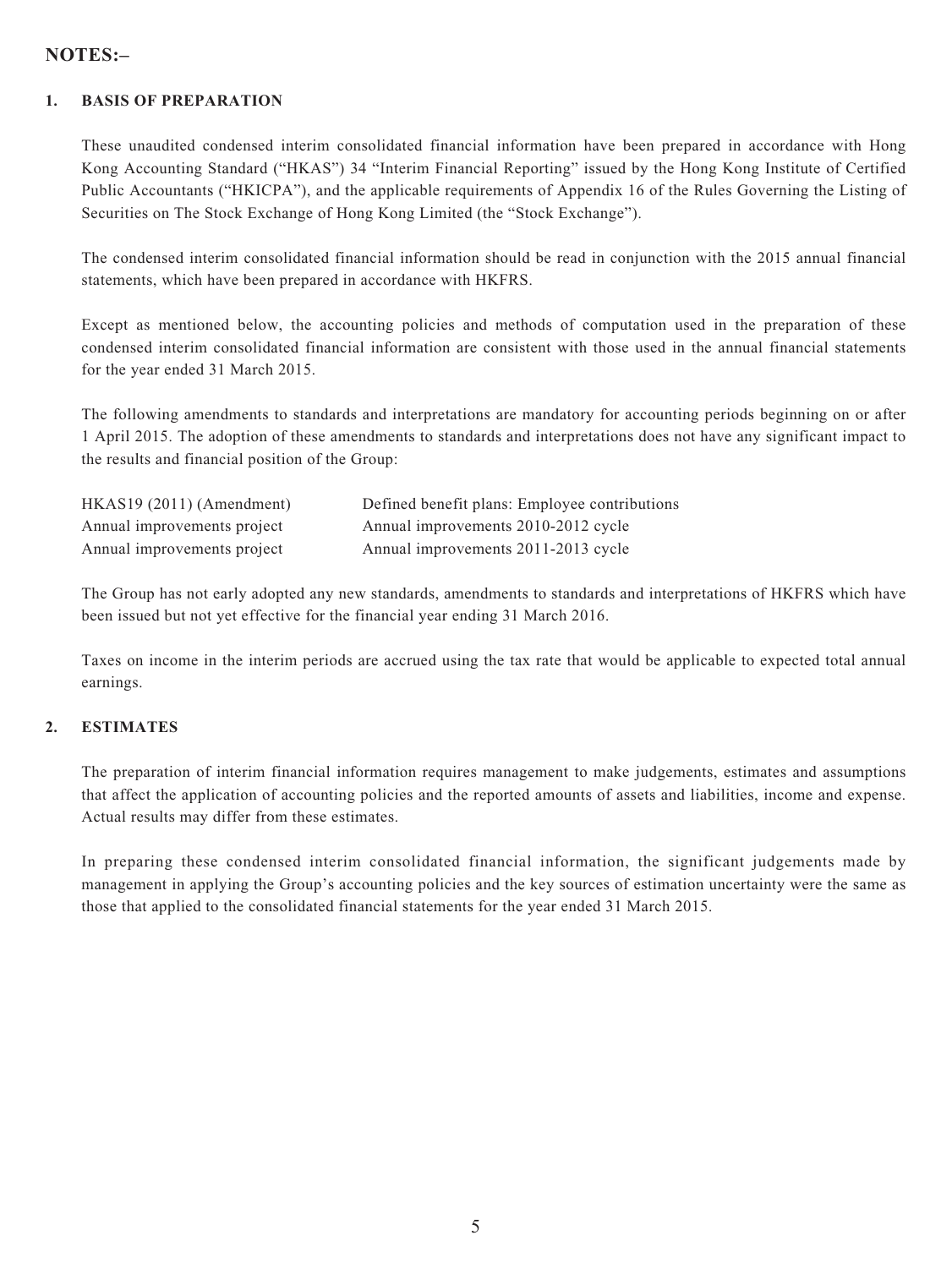## NOTES:–

### 1. BASIS OF PREPARATION

These unaudited condensed interim consolidated financial information have been prepared in accordance with Hong Kong Accounting Standard ("HKAS") 34 "Interim Financial Reporting" issued by the Hong Kong Institute of Certified Public Accountants ("HKICPA"), and the applicable requirements of Appendix 16 of the Rules Governing the Listing of Securities on The Stock Exchange of Hong Kong Limited (the "Stock Exchange").

The condensed interim consolidated financial information should be read in conjunction with the 2015 annual financial statements, which have been prepared in accordance with HKFRS.

Except as mentioned below, the accounting policies and methods of computation used in the preparation of these condensed interim consolidated financial information are consistent with those used in the annual financial statements for the year ended 31 March 2015.

The following amendments to standards and interpretations are mandatory for accounting periods beginning on or after 1 April 2015. The adoption of these amendments to standards and interpretations does not have any significant impact to the results and financial position of the Group:

| | |
|---|---|
| HKAS19 (2011) (Amendment) | Defined benefit plans: Employee contributions |
| Annual improvements project | Annual improvements 2010-2012 cycle |
| Annual improvements project | Annual improvements 2011-2013 cycle |

The Group has not early adopted any new standards, amendments to standards and interpretations of HKFRS which have been issued but not yet effective for the financial year ending 31 March 2016.

Taxes on income in the interim periods are accrued using the tax rate that would be applicable to expected total annual earnings.

### 2. ESTIMATES

The preparation of interim financial information requires management to make judgements, estimates and assumptions that affect the application of accounting policies and the reported amounts of assets and liabilities, income and expense. Actual results may differ from these estimates.

In preparing these condensed interim consolidated financial information, the significant judgements made by management in applying the Group's accounting policies and the key sources of estimation uncertainty were the same as those that applied to the consolidated financial statements for the year ended 31 March 2015.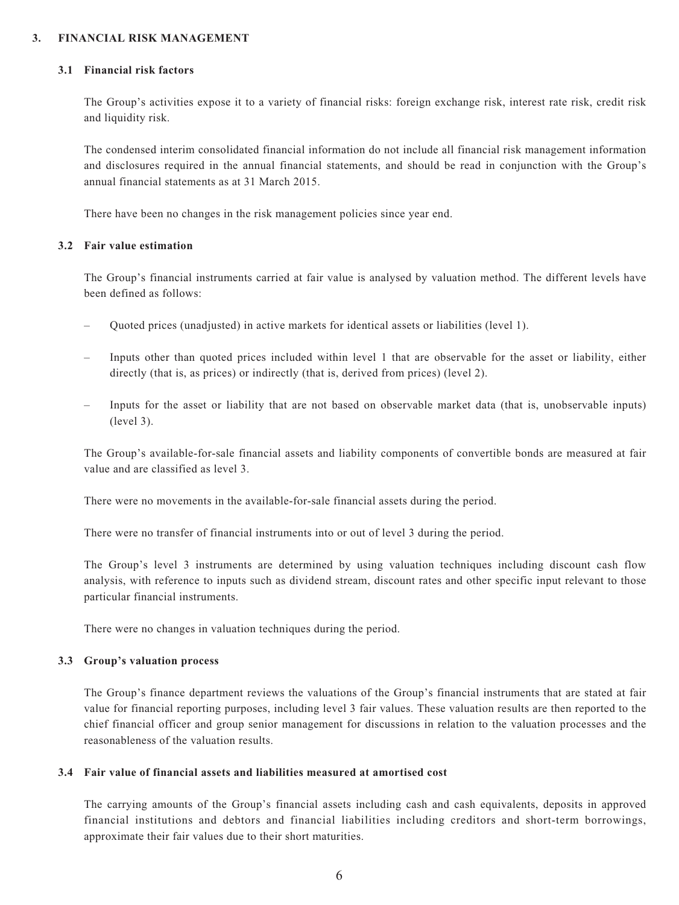## 3. FINANCIAL RISK MANAGEMENT

### 3.1 Financial risk factors

The Group's activities expose it to a variety of financial risks: foreign exchange risk, interest rate risk, credit risk and liquidity risk.

The condensed interim consolidated financial information do not include all financial risk management information and disclosures required in the annual financial statements, and should be read in conjunction with the Group's annual financial statements as at 31 March 2015.

There have been no changes in the risk management policies since year end.

### 3.2 Fair value estimation

The Group's financial instruments carried at fair value is analysed by valuation method. The different levels have been defined as follows:

– Quoted prices (unadjusted) in active markets for identical assets or liabilities (level 1).

– Inputs other than quoted prices included within level 1 that are observable for the asset or liability, either directly (that is, as prices) or indirectly (that is, derived from prices) (level 2).

– Inputs for the asset or liability that are not based on observable market data (that is, unobservable inputs) (level 3).

The Group's available-for-sale financial assets and liability components of convertible bonds are measured at fair value and are classified as level 3.

There were no movements in the available-for-sale financial assets during the period.

There were no transfer of financial instruments into or out of level 3 during the period.

The Group's level 3 instruments are determined by using valuation techniques including discount cash flow analysis, with reference to inputs such as dividend stream, discount rates and other specific input relevant to those particular financial instruments.

There were no changes in valuation techniques during the period.

### 3.3 Group's valuation process

The Group's finance department reviews the valuations of the Group's financial instruments that are stated at fair value for financial reporting purposes, including level 3 fair values. These valuation results are then reported to the chief financial officer and group senior management for discussions in relation to the valuation processes and the reasonableness of the valuation results.

### 3.4 Fair value of financial assets and liabilities measured at amortised cost

The carrying amounts of the Group's financial assets including cash and cash equivalents, deposits in approved financial institutions and debtors and financial liabilities including creditors and short-term borrowings, approximate their fair values due to their short maturities.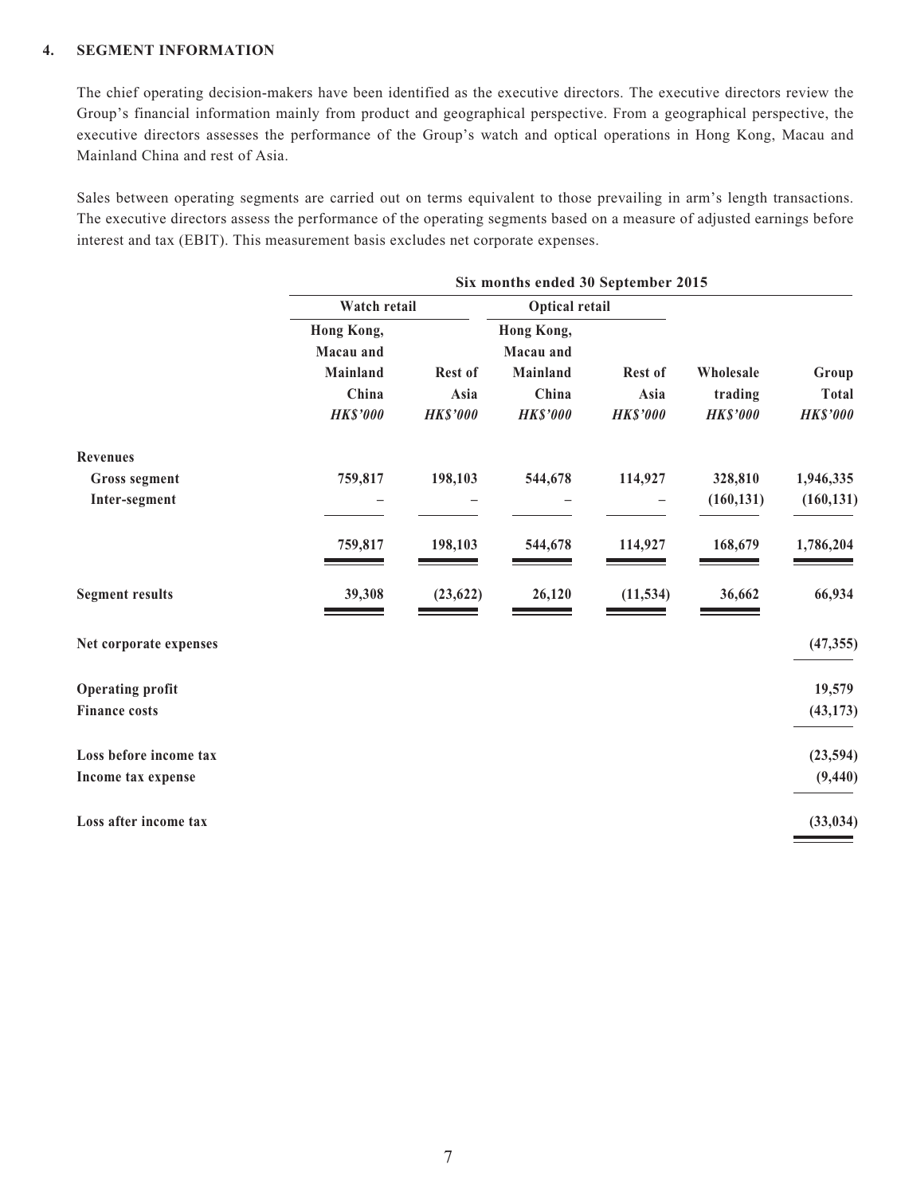### 4. SEGMENT INFORMATION

The chief operating decision-makers have been identified as the executive directors. The executive directors review the Group's financial information mainly from product and geographical perspective. From a geographical perspective, the executive directors assesses the performance of the Group's watch and optical operations in Hong Kong, Macau and Mainland China and rest of Asia.

Sales between operating segments are carried out on terms equivalent to those prevailing in arm's length transactions. The executive directors assess the performance of the operating segments based on a measure of adjusted earnings before interest and tax (EBIT). This measurement basis excludes net corporate expenses.

| | Six months ended 30 September 2015 | | | | | |
|---|---|---|---|---|---|---|
| | Watch retail | | Optical retail | | | |
| | Hong Kong, Macau and Mainland China | Rest of Asia | Hong Kong, Macau and Mainland China | Rest of Asia | Wholesale trading | Group Total |
| | *HK$'000* | *HK$'000* | *HK$'000* | *HK$'000* | *HK$'000* | *HK$'000* |
| **Revenues** | | | | | | |
| **Gross segment** | **759,817** | **198,103** | **544,678** | **114,927** | **328,810** | **1,946,335** |
| **Inter-segment** | **–** | **–** | **–** | **–** | **(160,131)** | **(160,131)** |
| | **759,817** | **198,103** | **544,678** | **114,927** | **168,679** | **1,786,204** |
| **Segment results** | **39,308** | **(23,622)** | **26,120** | **(11,534)** | **36,662** | **66,934** |
| **Net corporate expenses** | | | | | | **(47,355)** |
| **Operating profit** | | | | | | **19,579** |
| **Finance costs** | | | | | | **(43,173)** |
| **Loss before income tax** | | | | | | **(23,594)** |
| **Income tax expense** | | | | | | **(9,440)** |
| **Loss after income tax** | | | | | | **(33,034)** |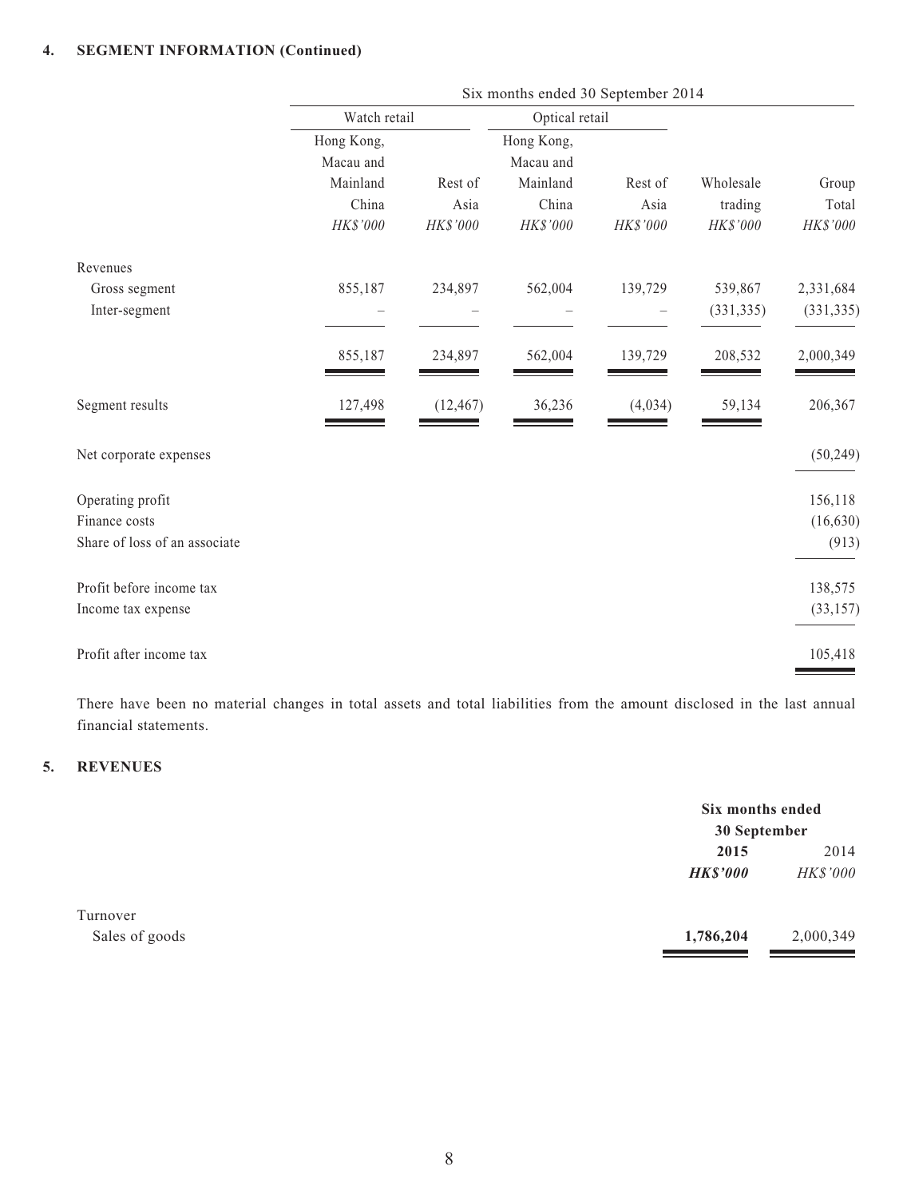## 4. SEGMENT INFORMATION (Continued)

| | Six months ended 30 September 2014 | | | | | |
|---|---|---|---|---|---|---|
| | Watch retail | | Optical retail | | | |
| | Hong Kong, Macau and Mainland China | Rest of Asia | Hong Kong, Macau and Mainland China | Rest of Asia | Wholesale trading | Group Total |
| | *HK$'000* | *HK$'000* | *HK$'000* | *HK$'000* | *HK$'000* | *HK$'000* |
| Revenues | | | | | | |
| Gross segment | 855,187 | 234,897 | 562,004 | 139,729 | 539,867 | 2,331,684 |
| Inter-segment | – | – | – | – | (331,335) | (331,335) |
| | 855,187 | 234,897 | 562,004 | 139,729 | 208,532 | 2,000,349 |
| Segment results | 127,498 | (12,467) | 36,236 | (4,034) | 59,134 | 206,367 |
| Net corporate expenses | | | | | | (50,249) |
| Operating profit | | | | | | 156,118 |
| Finance costs | | | | | | (16,630) |
| Share of loss of an associate | | | | | | (913) |
| Profit before income tax | | | | | | 138,575 |
| Income tax expense | | | | | | (33,157) |
| Profit after income tax | | | | | | 105,418 |

There have been no material changes in total assets and total liabilities from the amount disclosed in the last annual financial statements.

## 5. REVENUES

| | Six months ended 30 September | |
|---|---|---|
| | **2015** | 2014 |
| | ***HK$'000*** | *HK$'000* |
| Turnover | | |
| Sales of goods | **1,786,204** | 2,000,349 |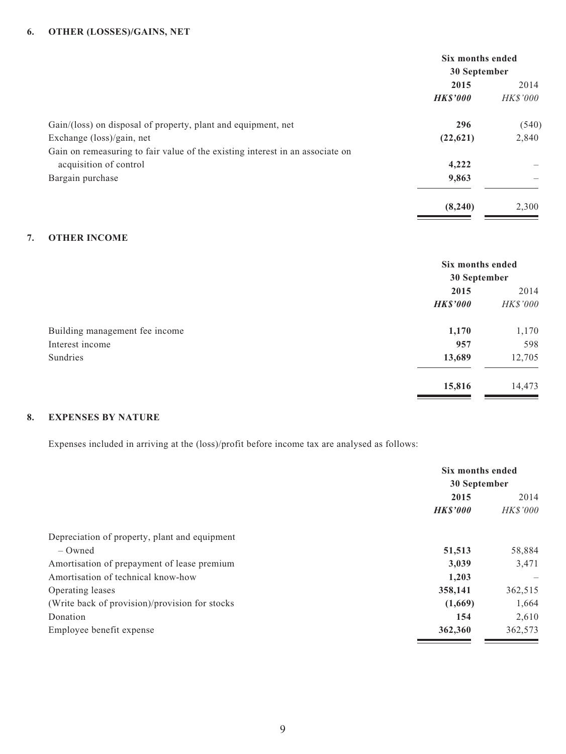## 6. OTHER (LOSSES)/GAINS, NET

| | Six months ended 30 September | |
|---|---|---|
| | **2015** | 2014 |
| | ***HK$'000*** | *HK$'000* |
| Gain/(loss) on disposal of property, plant and equipment, net | **296** | (540) |
| Exchange (loss)/gain, net | **(22,621)** | 2,840 |
| Gain on remeasuring to fair value of the existing interest in an associate on acquisition of control | **4,222** | – |
| Bargain purchase | **9,863** | – |
| | **(8,240)** | 2,300 |

## 7. OTHER INCOME

| | Six months ended 30 September | |
|---|---|---|
| | **2015** | 2014 |
| | ***HK$'000*** | *HK$'000* |
| Building management fee income | **1,170** | 1,170 |
| Interest income | **957** | 598 |
| Sundries | **13,689** | 12,705 |
| | **15,816** | 14,473 |

## 8. EXPENSES BY NATURE

Expenses included in arriving at the (loss)/profit before income tax are analysed as follows:

| | Six months ended 30 September | |
|---|---|---|
| | **2015** | 2014 |
| | ***HK$'000*** | *HK$'000* |
| Depreciation of property, plant and equipment | | |
| – Owned | **51,513** | 58,884 |
| Amortisation of prepayment of lease premium | **3,039** | 3,471 |
| Amortisation of technical know-how | **1,203** | – |
| Operating leases | **358,141** | 362,515 |
| (Write back of provision)/provision for stocks | **(1,669)** | 1,664 |
| Donation | **154** | 2,610 |
| Employee benefit expense | **362,360** | 362,573 |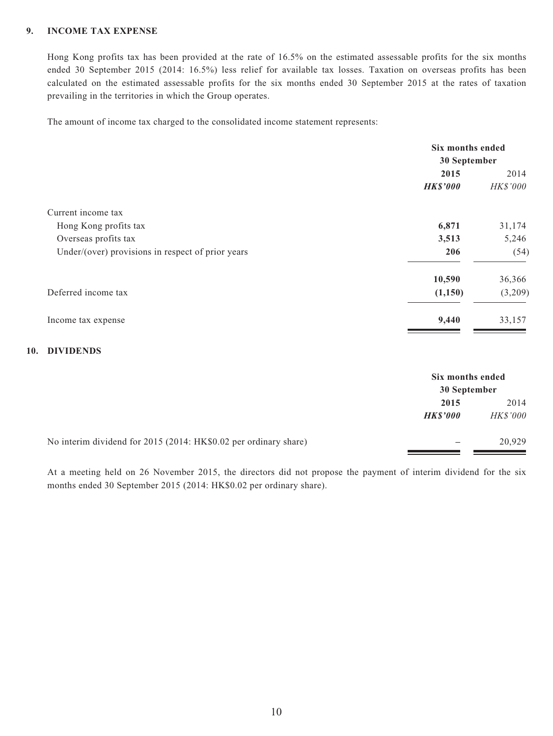## 9. INCOME TAX EXPENSE

Hong Kong profits tax has been provided at the rate of 16.5% on the estimated assessable profits for the six months ended 30 September 2015 (2014: 16.5%) less relief for available tax losses. Taxation on overseas profits has been calculated on the estimated assessable profits for the six months ended 30 September 2015 at the rates of taxation prevailing in the territories in which the Group operates.

The amount of income tax charged to the consolidated income statement represents:

| | Six months ended 30 September | |
|---|---|---|
| | **2015** | 2014 |
| | ***HK$'000*** | *HK$'000* |
| Current income tax | | |
| Hong Kong profits tax | **6,871** | 31,174 |
| Overseas profits tax | **3,513** | 5,246 |
| Under/(over) provisions in respect of prior years | **206** | (54) |
| | **10,590** | 36,366 |
| Deferred income tax | **(1,150)** | (3,209) |
| Income tax expense | **9,440** | 33,157 |

## 10. DIVIDENDS

| | Six months ended 30 September | |
|---|---|---|
| | **2015** | 2014 |
| | ***HK$'000*** | *HK$'000* |
| No interim dividend for 2015 (2014: HK$0.02 per ordinary share) | – | 20,929 |

At a meeting held on 26 November 2015, the directors did not propose the payment of interim dividend for the six months ended 30 September 2015 (2014: HK$0.02 per ordinary share).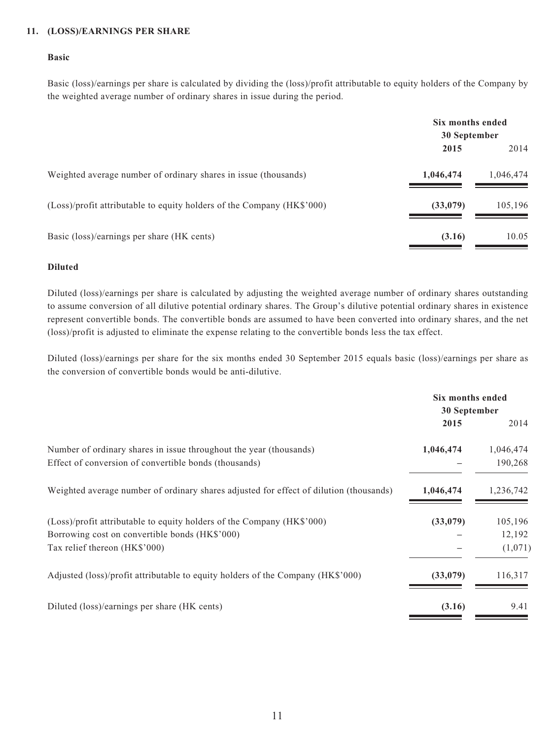## 11. (LOSS)/EARNINGS PER SHARE

### Basic

Basic (loss)/earnings per share is calculated by dividing the (loss)/profit attributable to equity holders of the Company by the weighted average number of ordinary shares in issue during the period.

| | Six months ended 30 September | |
|---|---|---|
| | **2015** | 2014 |
| Weighted average number of ordinary shares in issue (thousands) | **1,046,474** | 1,046,474 |
| (Loss)/profit attributable to equity holders of the Company (HK$'000) | **(33,079)** | 105,196 |
| Basic (loss)/earnings per share (HK cents) | **(3.16)** | 10.05 |

### Diluted

Diluted (loss)/earnings per share is calculated by adjusting the weighted average number of ordinary shares outstanding to assume conversion of all dilutive potential ordinary shares. The Group's dilutive potential ordinary shares in existence represent convertible bonds. The convertible bonds are assumed to have been converted into ordinary shares, and the net (loss)/profit is adjusted to eliminate the expense relating to the convertible bonds less the tax effect.

Diluted (loss)/earnings per share for the six months ended 30 September 2015 equals basic (loss)/earnings per share as the conversion of convertible bonds would be anti-dilutive.

| | Six months ended 30 September | |
|---|---|---|
| | **2015** | 2014 |
| Number of ordinary shares in issue throughout the year (thousands) | **1,046,474** | 1,046,474 |
| Effect of conversion of convertible bonds (thousands) | **–** | 190,268 |
| Weighted average number of ordinary shares adjusted for effect of dilution (thousands) | **1,046,474** | 1,236,742 |
| (Loss)/profit attributable to equity holders of the Company (HK$'000) | **(33,079)** | 105,196 |
| Borrowing cost on convertible bonds (HK$'000) | **–** | 12,192 |
| Tax relief thereon (HK$'000) | **–** | (1,071) |
| Adjusted (loss)/profit attributable to equity holders of the Company (HK$'000) | **(33,079)** | 116,317 |
| Diluted (loss)/earnings per share (HK cents) | **(3.16)** | 9.41 |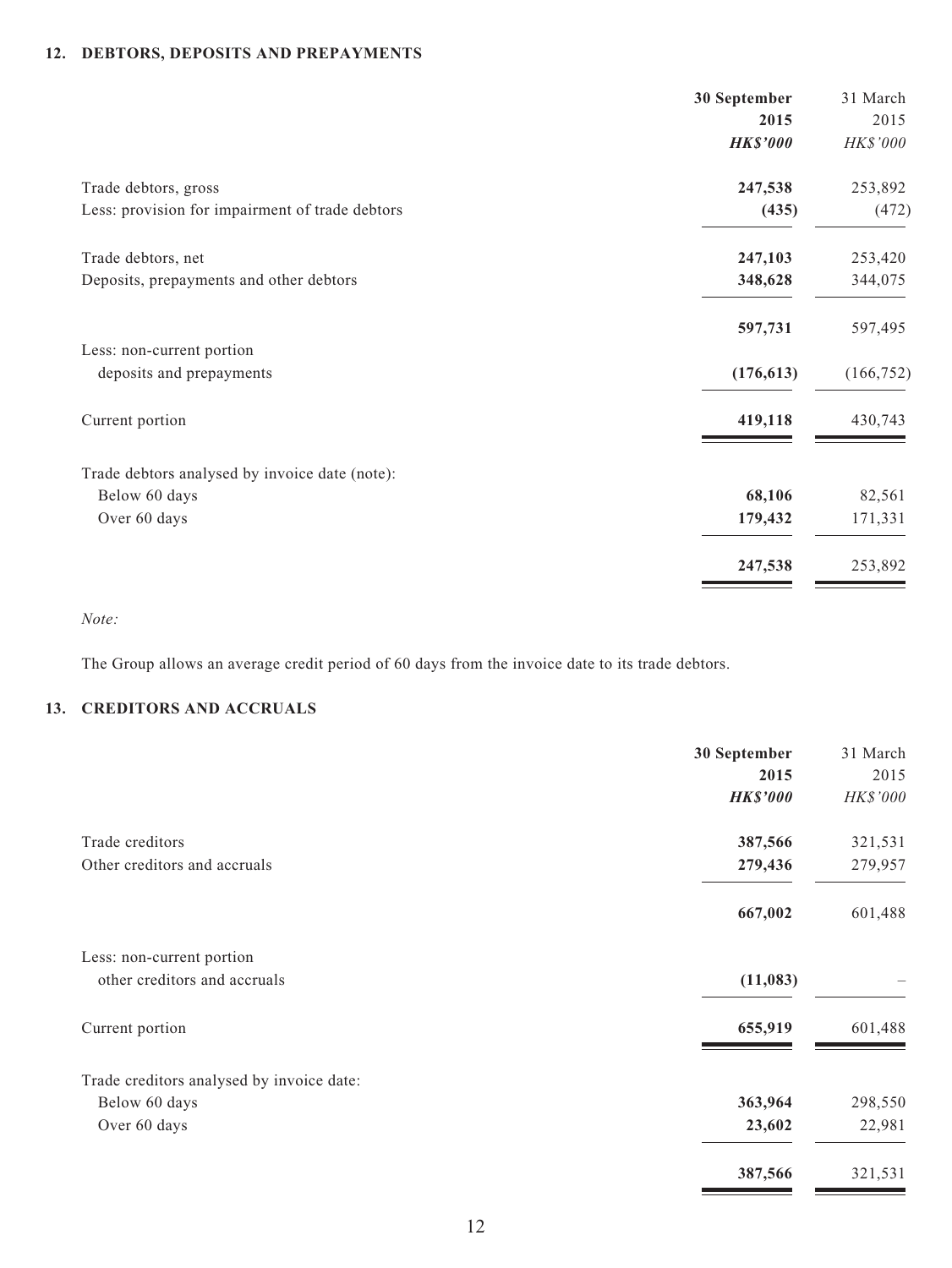## 12. DEBTORS, DEPOSITS AND PREPAYMENTS

| | 30 September 2015 HK$'000 | 31 March 2015 HK$'000 |
|---|---|---|
| Trade debtors, gross | **247,538** | 253,892 |
| Less: provision for impairment of trade debtors | **(435)** | (472) |
| Trade debtors, net | **247,103** | 253,420 |
| Deposits, prepayments and other debtors | **348,628** | 344,075 |
| | **597,731** | 597,495 |
| Less: non-current portion deposits and prepayments | **(176,613)** | (166,752) |
| Current portion | **419,118** | 430,743 |
| Trade debtors analysed by invoice date (note): | | |
| Below 60 days | **68,106** | 82,561 |
| Over 60 days | **179,432** | 171,331 |
| | **247,538** | 253,892 |

*Note:*

The Group allows an average credit period of 60 days from the invoice date to its trade debtors.

## 13. CREDITORS AND ACCRUALS

| | 30 September 2015 HK$'000 | 31 March 2015 HK$'000 |
|---|---|---|
| Trade creditors | **387,566** | 321,531 |
| Other creditors and accruals | **279,436** | 279,957 |
| | **667,002** | 601,488 |
| Less: non-current portion other creditors and accruals | **(11,083)** | – |
| Current portion | **655,919** | 601,488 |
| Trade creditors analysed by invoice date: | | |
| Below 60 days | **363,964** | 298,550 |
| Over 60 days | **23,602** | 22,981 |
| | **387,566** | 321,531 |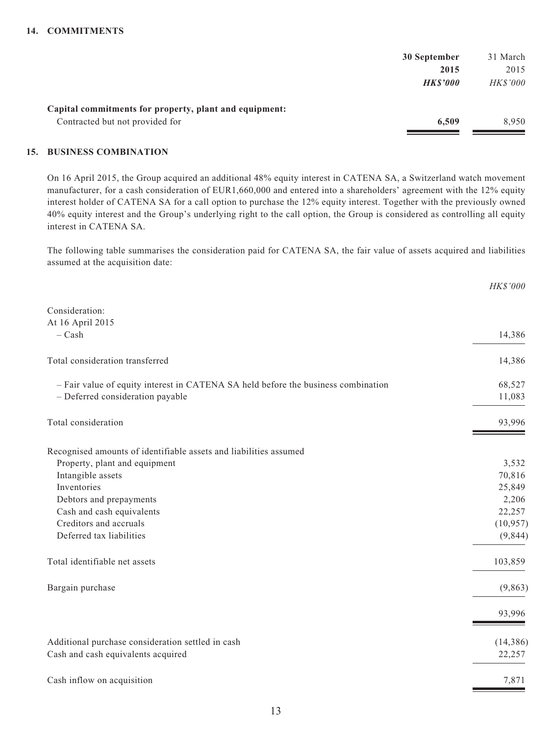## 14. COMMITMENTS

| | 30 September 2015 HK$'000 | 31 March 2015 HK$'000 |
|---|---|---|
| **Capital commitments for property, plant and equipment:** | | |
| Contracted but not provided for | **6,509** | 8,950 |

## 15. BUSINESS COMBINATION

On 16 April 2015, the Group acquired an additional 48% equity interest in CATENA SA, a Switzerland watch movement manufacturer, for a cash consideration of EUR1,660,000 and entered into a shareholders' agreement with the 12% equity interest holder of CATENA SA for a call option to purchase the 12% equity interest. Together with the previously owned 40% equity interest and the Group's underlying right to the call option, the Group is considered as controlling all equity interest in CATENA SA.

The following table summarises the consideration paid for CATENA SA, the fair value of assets acquired and liabilities assumed at the acquisition date:

| | HK$'000 |
|---|---|
| Consideration: | |
| At 16 April 2015 | |
| – Cash | 14,386 |
| Total consideration transferred | 14,386 |
| – Fair value of equity interest in CATENA SA held before the business combination | 68,527 |
| – Deferred consideration payable | 11,083 |
| Total consideration | 93,996 |
| Recognised amounts of identifiable assets and liabilities assumed | |
| Property, plant and equipment | 3,532 |
| Intangible assets | 70,816 |
| Inventories | 25,849 |
| Debtors and prepayments | 2,206 |
| Cash and cash equivalents | 22,257 |
| Creditors and accruals | (10,957) |
| Deferred tax liabilities | (9,844) |
| Total identifiable net assets | 103,859 |
| Bargain purchase | (9,863) |
| | 93,996 |
| Additional purchase consideration settled in cash | (14,386) |
| Cash and cash equivalents acquired | 22,257 |
| Cash inflow on acquisition | 7,871 |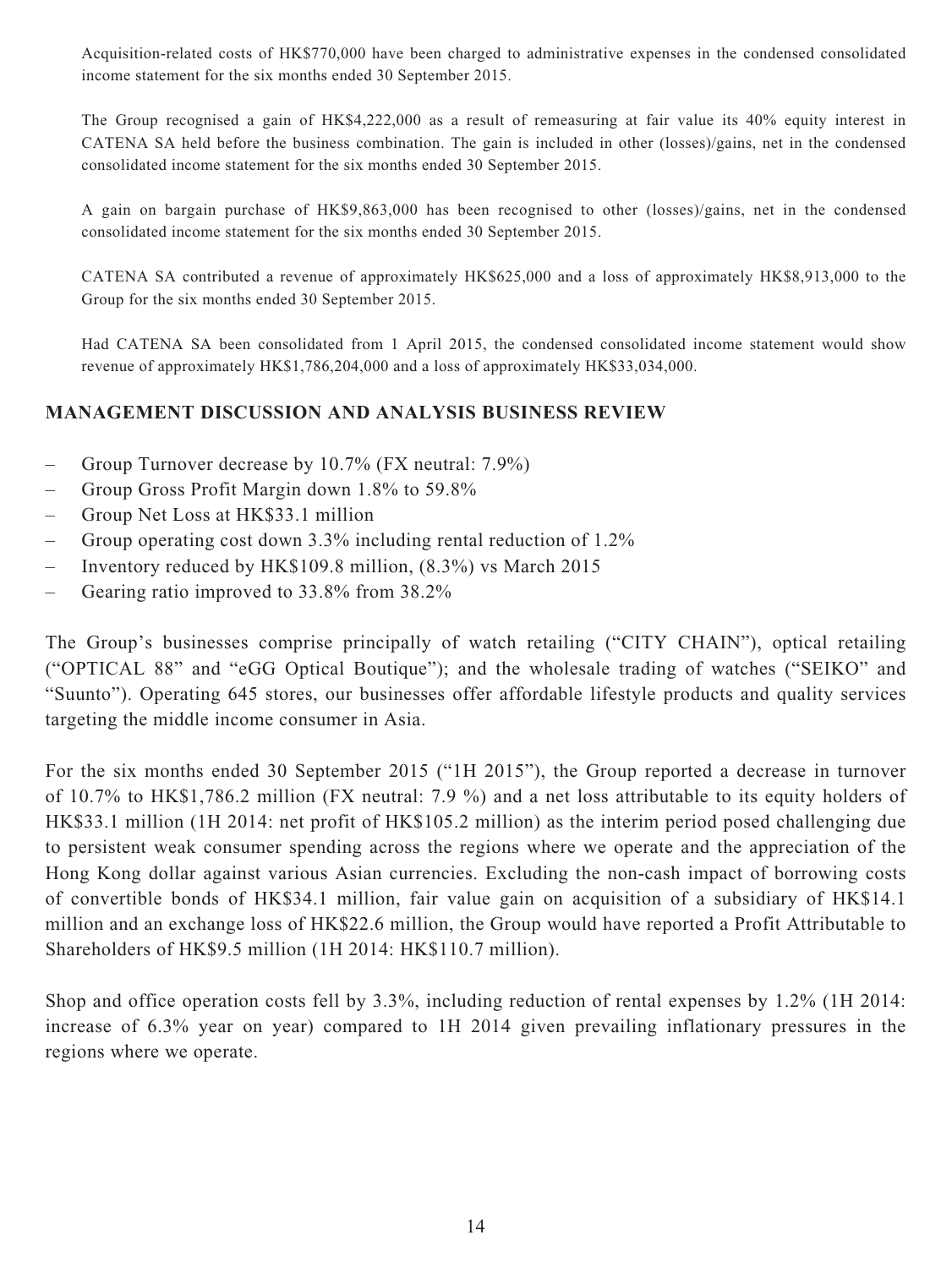Acquisition-related costs of HK$770,000 have been charged to administrative expenses in the condensed consolidated income statement for the six months ended 30 September 2015.

The Group recognised a gain of HK$4,222,000 as a result of remeasuring at fair value its 40% equity interest in CATENA SA held before the business combination. The gain is included in other (losses)/gains, net in the condensed consolidated income statement for the six months ended 30 September 2015.

A gain on bargain purchase of HK$9,863,000 has been recognised to other (losses)/gains, net in the condensed consolidated income statement for the six months ended 30 September 2015.

CATENA SA contributed a revenue of approximately HK$625,000 and a loss of approximately HK$8,913,000 to the Group for the six months ended 30 September 2015.

Had CATENA SA been consolidated from 1 April 2015, the condensed consolidated income statement would show revenue of approximately HK$1,786,204,000 and a loss of approximately HK$33,034,000.

## MANAGEMENT DISCUSSION AND ANALYSIS BUSINESS REVIEW

- Group Turnover decrease by 10.7% (FX neutral: 7.9%)
- Group Gross Profit Margin down 1.8% to 59.8%
- Group Net Loss at HK$33.1 million
- Group operating cost down 3.3% including rental reduction of 1.2%
- Inventory reduced by HK$109.8 million, (8.3%) vs March 2015
- Gearing ratio improved to 33.8% from 38.2%

The Group's businesses comprise principally of watch retailing ("CITY CHAIN"), optical retailing ("OPTICAL 88" and "eGG Optical Boutique"); and the wholesale trading of watches ("SEIKO" and "Suunto"). Operating 645 stores, our businesses offer affordable lifestyle products and quality services targeting the middle income consumer in Asia.

For the six months ended 30 September 2015 ("1H 2015"), the Group reported a decrease in turnover of 10.7% to HK$1,786.2 million (FX neutral: 7.9 %) and a net loss attributable to its equity holders of HK$33.1 million (1H 2014: net profit of HK$105.2 million) as the interim period posed challenging due to persistent weak consumer spending across the regions where we operate and the appreciation of the Hong Kong dollar against various Asian currencies. Excluding the non-cash impact of borrowing costs of convertible bonds of HK$34.1 million, fair value gain on acquisition of a subsidiary of HK$14.1 million and an exchange loss of HK$22.6 million, the Group would have reported a Profit Attributable to Shareholders of HK$9.5 million (1H 2014: HK$110.7 million).

Shop and office operation costs fell by 3.3%, including reduction of rental expenses by 1.2% (1H 2014: increase of 6.3% year on year) compared to 1H 2014 given prevailing inflationary pressures in the regions where we operate.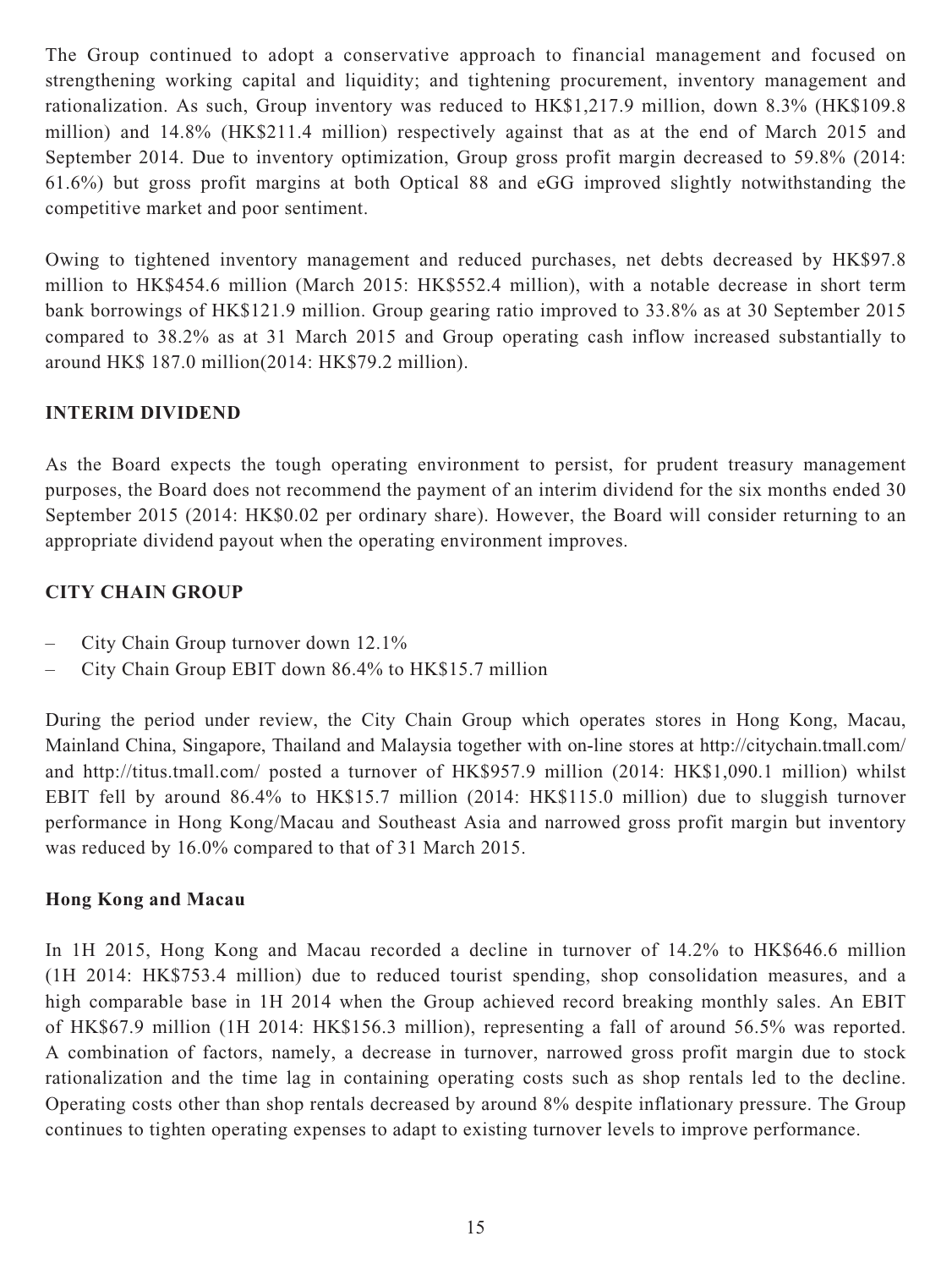The Group continued to adopt a conservative approach to financial management and focused on strengthening working capital and liquidity; and tightening procurement, inventory management and rationalization. As such, Group inventory was reduced to HK$1,217.9 million, down 8.3% (HK$109.8 million) and 14.8% (HK$211.4 million) respectively against that as at the end of March 2015 and September 2014. Due to inventory optimization, Group gross profit margin decreased to 59.8% (2014: 61.6%) but gross profit margins at both Optical 88 and eGG improved slightly notwithstanding the competitive market and poor sentiment.

Owing to tightened inventory management and reduced purchases, net debts decreased by HK$97.8 million to HK$454.6 million (March 2015: HK$552.4 million), with a notable decrease in short term bank borrowings of HK$121.9 million. Group gearing ratio improved to 33.8% as at 30 September 2015 compared to 38.2% as at 31 March 2015 and Group operating cash inflow increased substantially to around HK$ 187.0 million(2014: HK$79.2 million).

## INTERIM DIVIDEND

As the Board expects the tough operating environment to persist, for prudent treasury management purposes, the Board does not recommend the payment of an interim dividend for the six months ended 30 September 2015 (2014: HK$0.02 per ordinary share). However, the Board will consider returning to an appropriate dividend payout when the operating environment improves.

## CITY CHAIN GROUP

– City Chain Group turnover down 12.1%
– City Chain Group EBIT down 86.4% to HK$15.7 million

During the period under review, the City Chain Group which operates stores in Hong Kong, Macau, Mainland China, Singapore, Thailand and Malaysia together with on-line stores at http://citychain.tmall.com/ and http://titus.tmall.com/ posted a turnover of HK$957.9 million (2014: HK$1,090.1 million) whilst EBIT fell by around 86.4% to HK$15.7 million (2014: HK$115.0 million) due to sluggish turnover performance in Hong Kong/Macau and Southeast Asia and narrowed gross profit margin but inventory was reduced by 16.0% compared to that of 31 March 2015.

### Hong Kong and Macau

In 1H 2015, Hong Kong and Macau recorded a decline in turnover of 14.2% to HK$646.6 million (1H 2014: HK$753.4 million) due to reduced tourist spending, shop consolidation measures, and a high comparable base in 1H 2014 when the Group achieved record breaking monthly sales. An EBIT of HK$67.9 million (1H 2014: HK$156.3 million), representing a fall of around 56.5% was reported. A combination of factors, namely, a decrease in turnover, narrowed gross profit margin due to stock rationalization and the time lag in containing operating costs such as shop rentals led to the decline. Operating costs other than shop rentals decreased by around 8% despite inflationary pressure. The Group continues to tighten operating expenses to adapt to existing turnover levels to improve performance.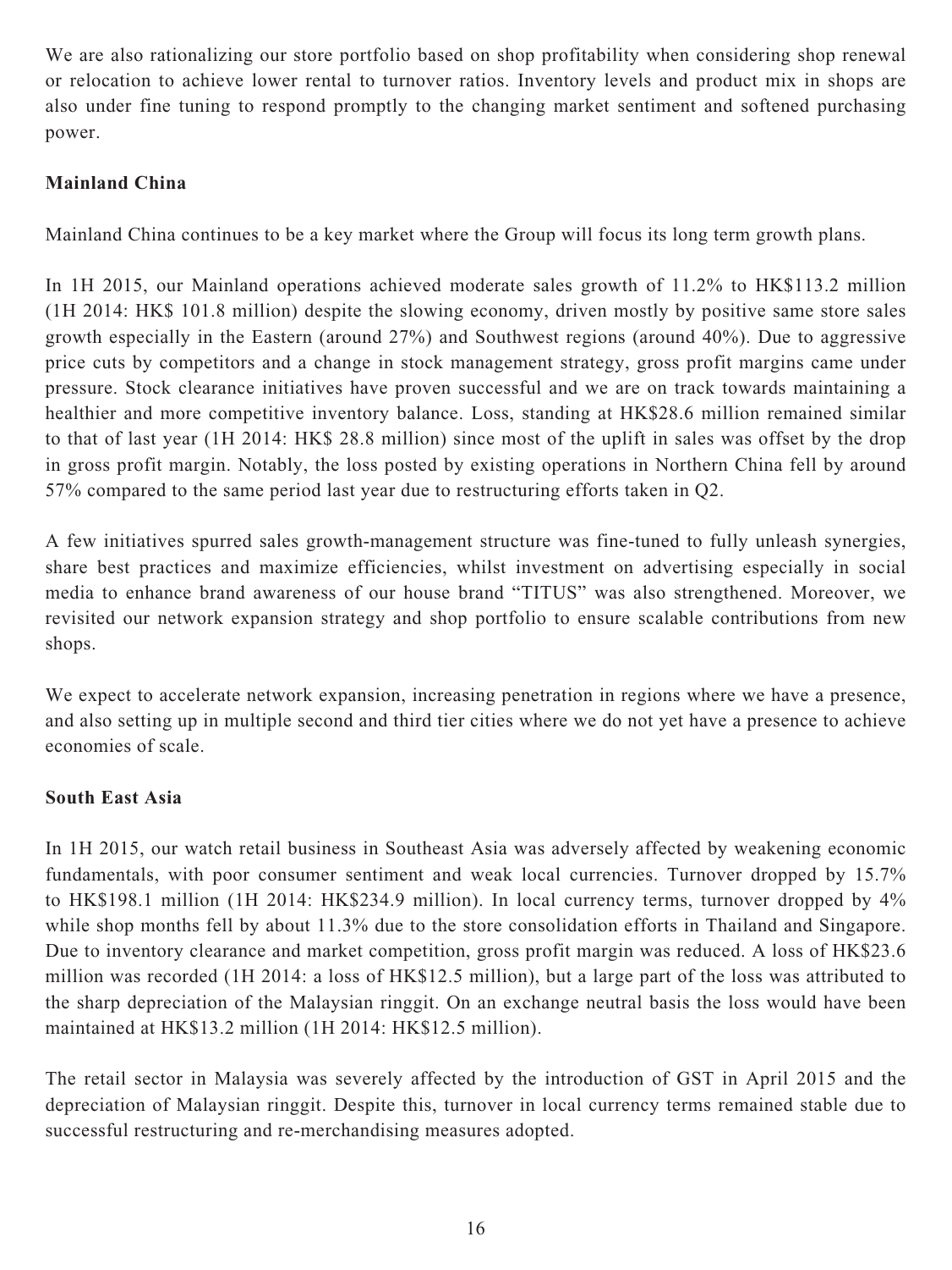We are also rationalizing our store portfolio based on shop profitability when considering shop renewal or relocation to achieve lower rental to turnover ratios. Inventory levels and product mix in shops are also under fine tuning to respond promptly to the changing market sentiment and softened purchasing power.

**Mainland China**

Mainland China continues to be a key market where the Group will focus its long term growth plans.

In 1H 2015, our Mainland operations achieved moderate sales growth of 11.2% to HK$113.2 million (1H 2014: HK$ 101.8 million) despite the slowing economy, driven mostly by positive same store sales growth especially in the Eastern (around 27%) and Southwest regions (around 40%). Due to aggressive price cuts by competitors and a change in stock management strategy, gross profit margins came under pressure. Stock clearance initiatives have proven successful and we are on track towards maintaining a healthier and more competitive inventory balance. Loss, standing at HK$28.6 million remained similar to that of last year (1H 2014: HK$ 28.8 million) since most of the uplift in sales was offset by the drop in gross profit margin. Notably, the loss posted by existing operations in Northern China fell by around 57% compared to the same period last year due to restructuring efforts taken in Q2.

A few initiatives spurred sales growth-management structure was fine-tuned to fully unleash synergies, share best practices and maximize efficiencies, whilst investment on advertising especially in social media to enhance brand awareness of our house brand "TITUS" was also strengthened. Moreover, we revisited our network expansion strategy and shop portfolio to ensure scalable contributions from new shops.

We expect to accelerate network expansion, increasing penetration in regions where we have a presence, and also setting up in multiple second and third tier cities where we do not yet have a presence to achieve economies of scale.

**South East Asia**

In 1H 2015, our watch retail business in Southeast Asia was adversely affected by weakening economic fundamentals, with poor consumer sentiment and weak local currencies. Turnover dropped by 15.7% to HK$198.1 million (1H 2014: HK$234.9 million). In local currency terms, turnover dropped by 4% while shop months fell by about 11.3% due to the store consolidation efforts in Thailand and Singapore. Due to inventory clearance and market competition, gross profit margin was reduced. A loss of HK$23.6 million was recorded (1H 2014: a loss of HK$12.5 million), but a large part of the loss was attributed to the sharp depreciation of the Malaysian ringgit. On an exchange neutral basis the loss would have been maintained at HK$13.2 million (1H 2014: HK$12.5 million).

The retail sector in Malaysia was severely affected by the introduction of GST in April 2015 and the depreciation of Malaysian ringgit. Despite this, turnover in local currency terms remained stable due to successful restructuring and re-merchandising measures adopted.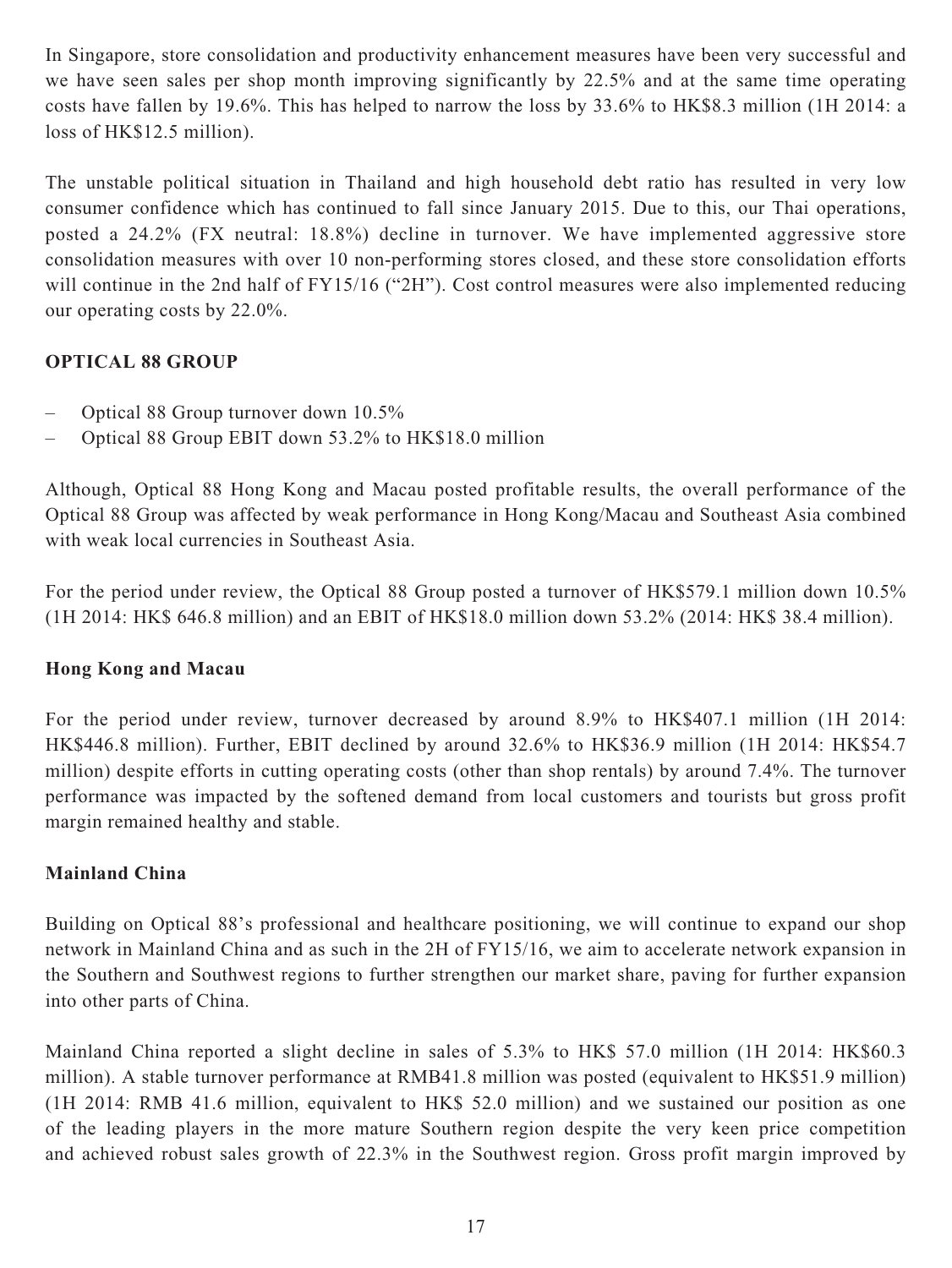In Singapore, store consolidation and productivity enhancement measures have been very successful and we have seen sales per shop month improving significantly by 22.5% and at the same time operating costs have fallen by 19.6%. This has helped to narrow the loss by 33.6% to HK$8.3 million (1H 2014: a loss of HK$12.5 million).

The unstable political situation in Thailand and high household debt ratio has resulted in very low consumer confidence which has continued to fall since January 2015. Due to this, our Thai operations, posted a 24.2% (FX neutral: 18.8%) decline in turnover. We have implemented aggressive store consolidation measures with over 10 non-performing stores closed, and these store consolidation efforts will continue in the 2nd half of FY15/16 ("2H"). Cost control measures were also implemented reducing our operating costs by 22.0%.

## OPTICAL 88 GROUP

– Optical 88 Group turnover down 10.5%
– Optical 88 Group EBIT down 53.2% to HK$18.0 million

Although, Optical 88 Hong Kong and Macau posted profitable results, the overall performance of the Optical 88 Group was affected by weak performance in Hong Kong/Macau and Southeast Asia combined with weak local currencies in Southeast Asia.

For the period under review, the Optical 88 Group posted a turnover of HK$579.1 million down 10.5% (1H 2014: HK$ 646.8 million) and an EBIT of HK$18.0 million down 53.2% (2014: HK$ 38.4 million).

### Hong Kong and Macau

For the period under review, turnover decreased by around 8.9% to HK$407.1 million (1H 2014: HK$446.8 million). Further, EBIT declined by around 32.6% to HK$36.9 million (1H 2014: HK$54.7 million) despite efforts in cutting operating costs (other than shop rentals) by around 7.4%. The turnover performance was impacted by the softened demand from local customers and tourists but gross profit margin remained healthy and stable.

### Mainland China

Building on Optical 88's professional and healthcare positioning, we will continue to expand our shop network in Mainland China and as such in the 2H of FY15/16, we aim to accelerate network expansion in the Southern and Southwest regions to further strengthen our market share, paving for further expansion into other parts of China.

Mainland China reported a slight decline in sales of 5.3% to HK$ 57.0 million (1H 2014: HK$60.3 million). A stable turnover performance at RMB41.8 million was posted (equivalent to HK$51.9 million) (1H 2014: RMB 41.6 million, equivalent to HK$ 52.0 million) and we sustained our position as one of the leading players in the more mature Southern region despite the very keen price competition and achieved robust sales growth of 22.3% in the Southwest region. Gross profit margin improved by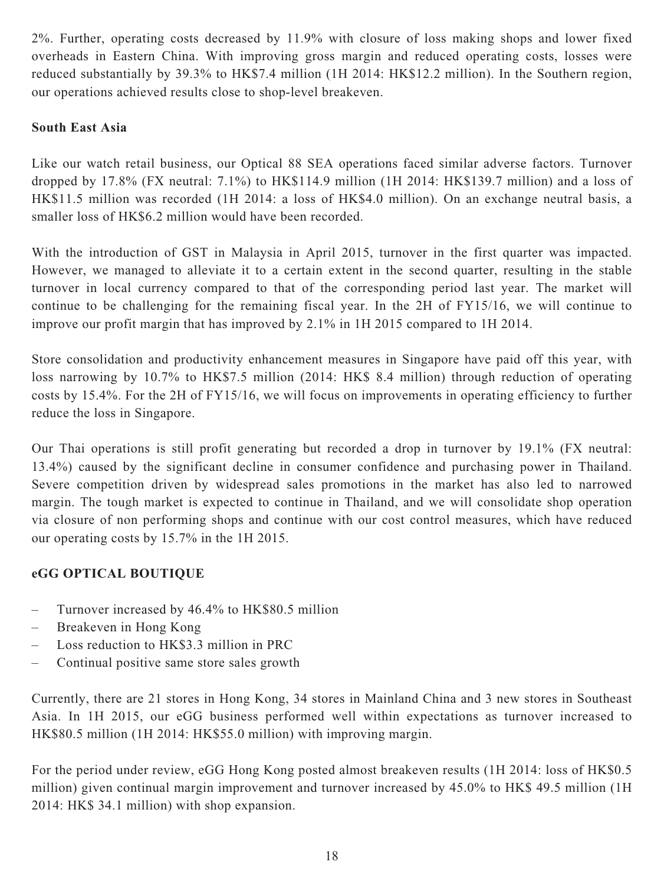2%. Further, operating costs decreased by 11.9% with closure of loss making shops and lower fixed overheads in Eastern China. With improving gross margin and reduced operating costs, losses were reduced substantially by 39.3% to HK$7.4 million (1H 2014: HK$12.2 million). In the Southern region, our operations achieved results close to shop-level breakeven.

**South East Asia**

Like our watch retail business, our Optical 88 SEA operations faced similar adverse factors. Turnover dropped by 17.8% (FX neutral: 7.1%) to HK$114.9 million (1H 2014: HK$139.7 million) and a loss of HK$11.5 million was recorded (1H 2014: a loss of HK$4.0 million). On an exchange neutral basis, a smaller loss of HK$6.2 million would have been recorded.

With the introduction of GST in Malaysia in April 2015, turnover in the first quarter was impacted. However, we managed to alleviate it to a certain extent in the second quarter, resulting in the stable turnover in local currency compared to that of the corresponding period last year. The market will continue to be challenging for the remaining fiscal year. In the 2H of FY15/16, we will continue to improve our profit margin that has improved by 2.1% in 1H 2015 compared to 1H 2014.

Store consolidation and productivity enhancement measures in Singapore have paid off this year, with loss narrowing by 10.7% to HK$7.5 million (2014: HK$ 8.4 million) through reduction of operating costs by 15.4%. For the 2H of FY15/16, we will focus on improvements in operating efficiency to further reduce the loss in Singapore.

Our Thai operations is still profit generating but recorded a drop in turnover by 19.1% (FX neutral: 13.4%) caused by the significant decline in consumer confidence and purchasing power in Thailand. Severe competition driven by widespread sales promotions in the market has also led to narrowed margin. The tough market is expected to continue in Thailand, and we will consolidate shop operation via closure of non performing shops and continue with our cost control measures, which have reduced our operating costs by 15.7% in the 1H 2015.

**eGG OPTICAL BOUTIQUE**

– Turnover increased by 46.4% to HK$80.5 million
– Breakeven in Hong Kong
– Loss reduction to HK$3.3 million in PRC
– Continual positive same store sales growth

Currently, there are 21 stores in Hong Kong, 34 stores in Mainland China and 3 new stores in Southeast Asia. In 1H 2015, our eGG business performed well within expectations as turnover increased to HK$80.5 million (1H 2014: HK$55.0 million) with improving margin.

For the period under review, eGG Hong Kong posted almost breakeven results (1H 2014: loss of HK$0.5 million) given continual margin improvement and turnover increased by 45.0% to HK$ 49.5 million (1H 2014: HK$ 34.1 million) with shop expansion.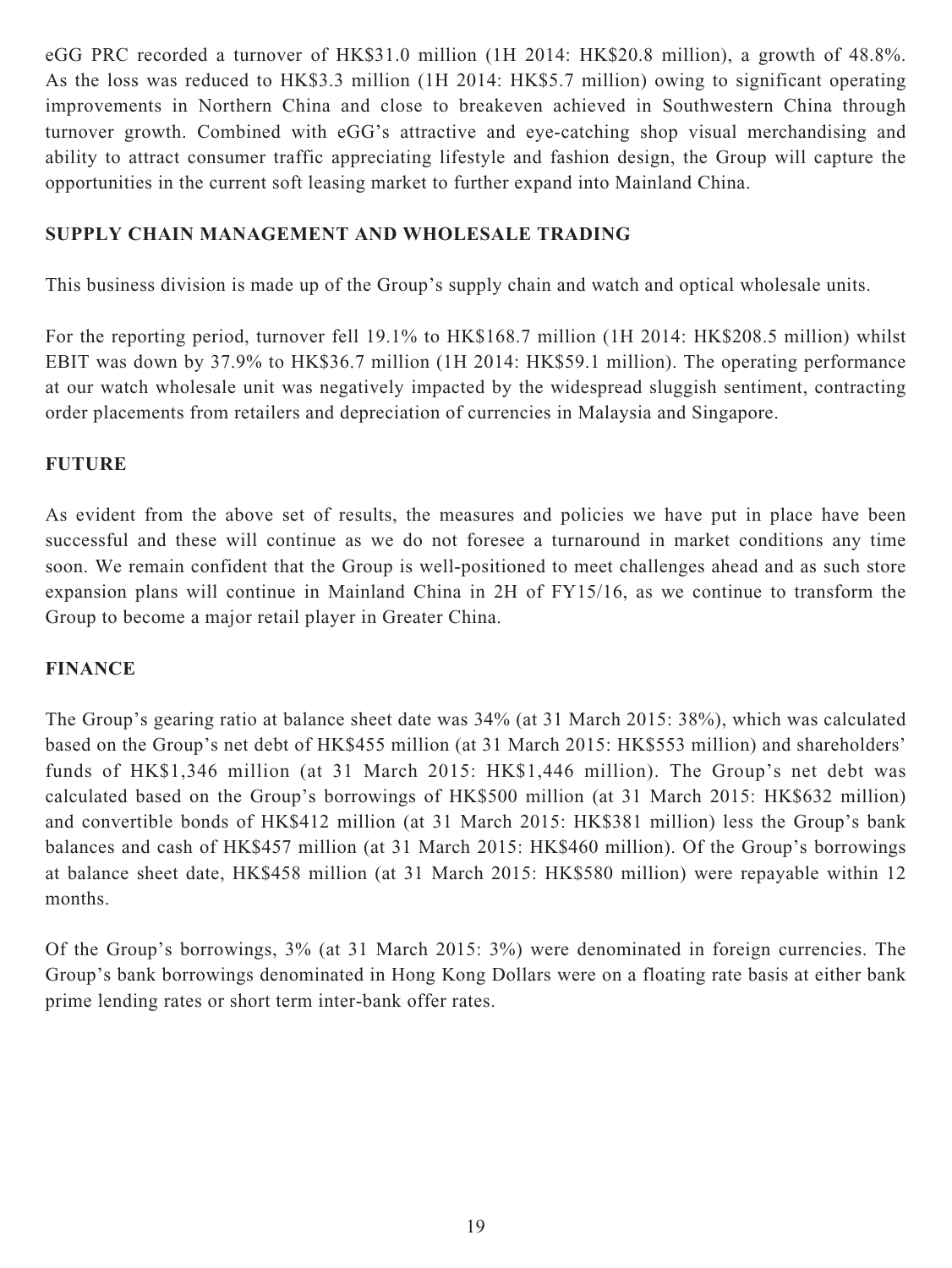eGG PRC recorded a turnover of HK$31.0 million (1H 2014: HK$20.8 million), a growth of 48.8%. As the loss was reduced to HK$3.3 million (1H 2014: HK$5.7 million) owing to significant operating improvements in Northern China and close to breakeven achieved in Southwestern China through turnover growth. Combined with eGG's attractive and eye-catching shop visual merchandising and ability to attract consumer traffic appreciating lifestyle and fashion design, the Group will capture the opportunities in the current soft leasing market to further expand into Mainland China.

## SUPPLY CHAIN MANAGEMENT AND WHOLESALE TRADING

This business division is made up of the Group's supply chain and watch and optical wholesale units.

For the reporting period, turnover fell 19.1% to HK$168.7 million (1H 2014: HK$208.5 million) whilst EBIT was down by 37.9% to HK$36.7 million (1H 2014: HK$59.1 million). The operating performance at our watch wholesale unit was negatively impacted by the widespread sluggish sentiment, contracting order placements from retailers and depreciation of currencies in Malaysia and Singapore.

## FUTURE

As evident from the above set of results, the measures and policies we have put in place have been successful and these will continue as we do not foresee a turnaround in market conditions any time soon. We remain confident that the Group is well-positioned to meet challenges ahead and as such store expansion plans will continue in Mainland China in 2H of FY15/16, as we continue to transform the Group to become a major retail player in Greater China.

## FINANCE

The Group's gearing ratio at balance sheet date was 34% (at 31 March 2015: 38%), which was calculated based on the Group's net debt of HK$455 million (at 31 March 2015: HK$553 million) and shareholders' funds of HK$1,346 million (at 31 March 2015: HK$1,446 million). The Group's net debt was calculated based on the Group's borrowings of HK$500 million (at 31 March 2015: HK$632 million) and convertible bonds of HK$412 million (at 31 March 2015: HK$381 million) less the Group's bank balances and cash of HK$457 million (at 31 March 2015: HK$460 million). Of the Group's borrowings at balance sheet date, HK$458 million (at 31 March 2015: HK$580 million) were repayable within 12 months.

Of the Group's borrowings, 3% (at 31 March 2015: 3%) were denominated in foreign currencies. The Group's bank borrowings denominated in Hong Kong Dollars were on a floating rate basis at either bank prime lending rates or short term inter-bank offer rates.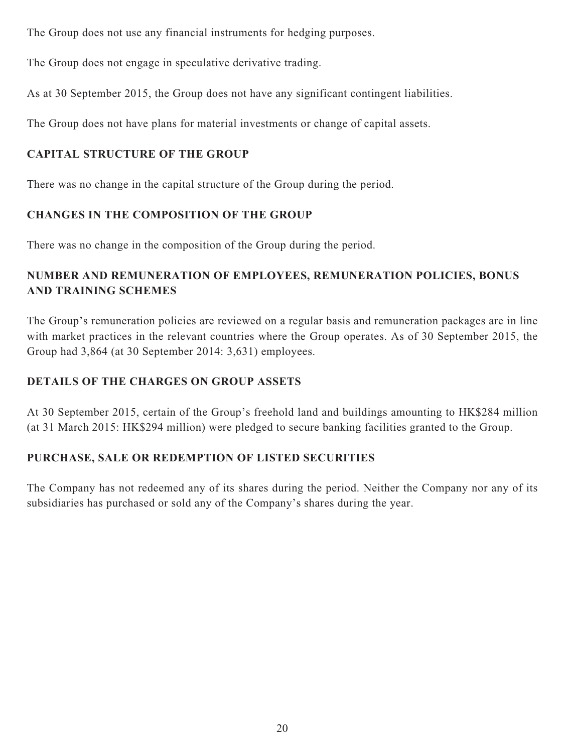The Group does not use any financial instruments for hedging purposes.

The Group does not engage in speculative derivative trading.

As at 30 September 2015, the Group does not have any significant contingent liabilities.

The Group does not have plans for material investments or change of capital assets.

## CAPITAL STRUCTURE OF THE GROUP

There was no change in the capital structure of the Group during the period.

## CHANGES IN THE COMPOSITION OF THE GROUP

There was no change in the composition of the Group during the period.

## NUMBER AND REMUNERATION OF EMPLOYEES, REMUNERATION POLICIES, BONUS AND TRAINING SCHEMES

The Group's remuneration policies are reviewed on a regular basis and remuneration packages are in line with market practices in the relevant countries where the Group operates. As of 30 September 2015, the Group had 3,864 (at 30 September 2014: 3,631) employees.

## DETAILS OF THE CHARGES ON GROUP ASSETS

At 30 September 2015, certain of the Group's freehold land and buildings amounting to HK$284 million (at 31 March 2015: HK$294 million) were pledged to secure banking facilities granted to the Group.

## PURCHASE, SALE OR REDEMPTION OF LISTED SECURITIES

The Company has not redeemed any of its shares during the period. Neither the Company nor any of its subsidiaries has purchased or sold any of the Company's shares during the year.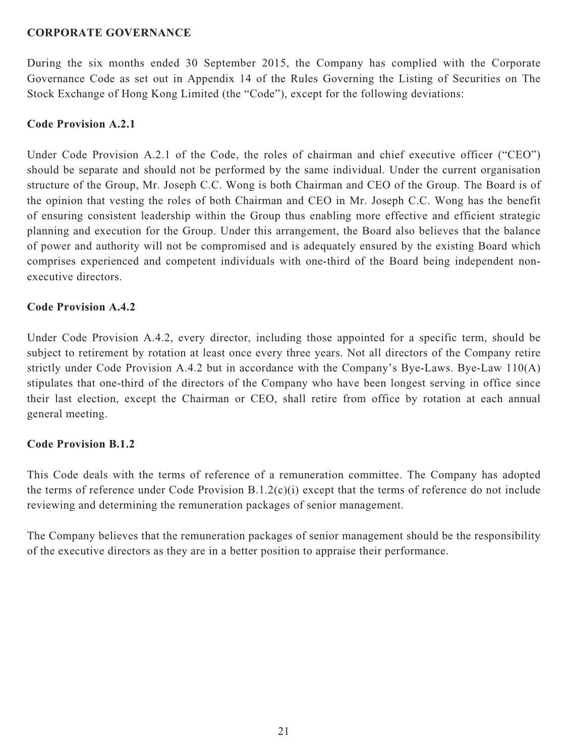## CORPORATE GOVERNANCE

During the six months ended 30 September 2015, the Company has complied with the Corporate Governance Code as set out in Appendix 14 of the Rules Governing the Listing of Securities on The Stock Exchange of Hong Kong Limited (the "Code"), except for the following deviations:

### Code Provision A.2.1

Under Code Provision A.2.1 of the Code, the roles of chairman and chief executive officer ("CEO") should be separate and should not be performed by the same individual. Under the current organisation structure of the Group, Mr. Joseph C.C. Wong is both Chairman and CEO of the Group. The Board is of the opinion that vesting the roles of both Chairman and CEO in Mr. Joseph C.C. Wong has the benefit of ensuring consistent leadership within the Group thus enabling more effective and efficient strategic planning and execution for the Group. Under this arrangement, the Board also believes that the balance of power and authority will not be compromised and is adequately ensured by the existing Board which comprises experienced and competent individuals with one-third of the Board being independent non-executive directors.

### Code Provision A.4.2

Under Code Provision A.4.2, every director, including those appointed for a specific term, should be subject to retirement by rotation at least once every three years. Not all directors of the Company retire strictly under Code Provision A.4.2 but in accordance with the Company's Bye-Laws. Bye-Law 110(A) stipulates that one-third of the directors of the Company who have been longest serving in office since their last election, except the Chairman or CEO, shall retire from office by rotation at each annual general meeting.

### Code Provision B.1.2

This Code deals with the terms of reference of a remuneration committee. The Company has adopted the terms of reference under Code Provision B.1.2(c)(i) except that the terms of reference do not include reviewing and determining the remuneration packages of senior management.

The Company believes that the remuneration packages of senior management should be the responsibility of the executive directors as they are in a better position to appraise their performance.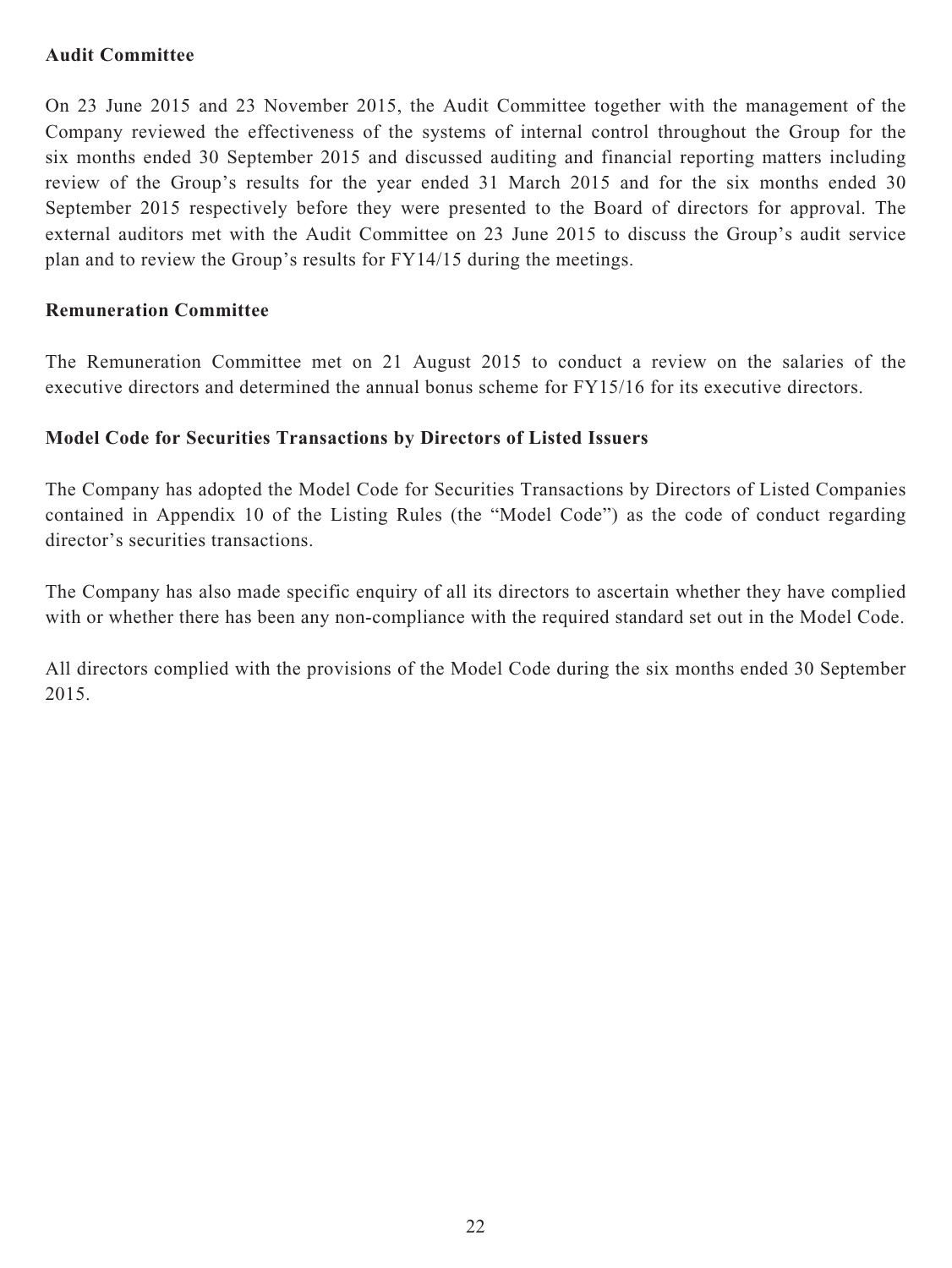### Audit Committee

On 23 June 2015 and 23 November 2015, the Audit Committee together with the management of the Company reviewed the effectiveness of the systems of internal control throughout the Group for the six months ended 30 September 2015 and discussed auditing and financial reporting matters including review of the Group's results for the year ended 31 March 2015 and for the six months ended 30 September 2015 respectively before they were presented to the Board of directors for approval. The external auditors met with the Audit Committee on 23 June 2015 to discuss the Group's audit service plan and to review the Group's results for FY14/15 during the meetings.

### Remuneration Committee

The Remuneration Committee met on 21 August 2015 to conduct a review on the salaries of the executive directors and determined the annual bonus scheme for FY15/16 for its executive directors.

### Model Code for Securities Transactions by Directors of Listed Issuers

The Company has adopted the Model Code for Securities Transactions by Directors of Listed Companies contained in Appendix 10 of the Listing Rules (the "Model Code") as the code of conduct regarding director's securities transactions.

The Company has also made specific enquiry of all its directors to ascertain whether they have complied with or whether there has been any non-compliance with the required standard set out in the Model Code.

All directors complied with the provisions of the Model Code during the six months ended 30 September 2015.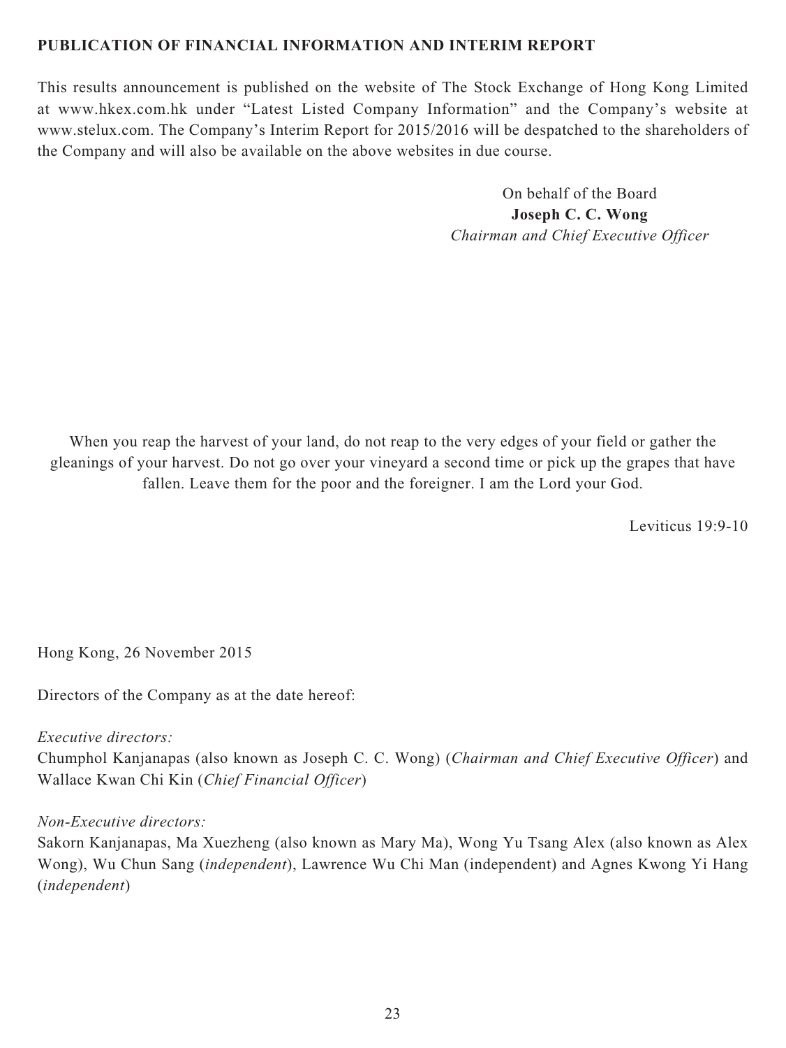**PUBLICATION OF FINANCIAL INFORMATION AND INTERIM REPORT**

This results announcement is published on the website of The Stock Exchange of Hong Kong Limited at www.hkex.com.hk under "Latest Listed Company Information" and the Company's website at www.stelux.com. The Company's Interim Report for 2015/2016 will be despatched to the shareholders of the Company and will also be available on the above websites in due course.

On behalf of the Board
**Joseph C. C. Wong**
*Chairman and Chief Executive Officer*

When you reap the harvest of your land, do not reap to the very edges of your field or gather the gleanings of your harvest. Do not go over your vineyard a second time or pick up the grapes that have fallen. Leave them for the poor and the foreigner. I am the Lord your God.

Leviticus 19:9-10

Hong Kong, 26 November 2015

Directors of the Company as at the date hereof:

*Executive directors:*
Chumphol Kanjanapas (also known as Joseph C. C. Wong) (*Chairman and Chief Executive Officer*) and Wallace Kwan Chi Kin (*Chief Financial Officer*)

*Non-Executive directors:*
Sakorn Kanjanapas, Ma Xuezheng (also known as Mary Ma), Wong Yu Tsang Alex (also known as Alex Wong), Wu Chun Sang (*independent*), Lawrence Wu Chi Man (independent) and Agnes Kwong Yi Hang (*independent*)